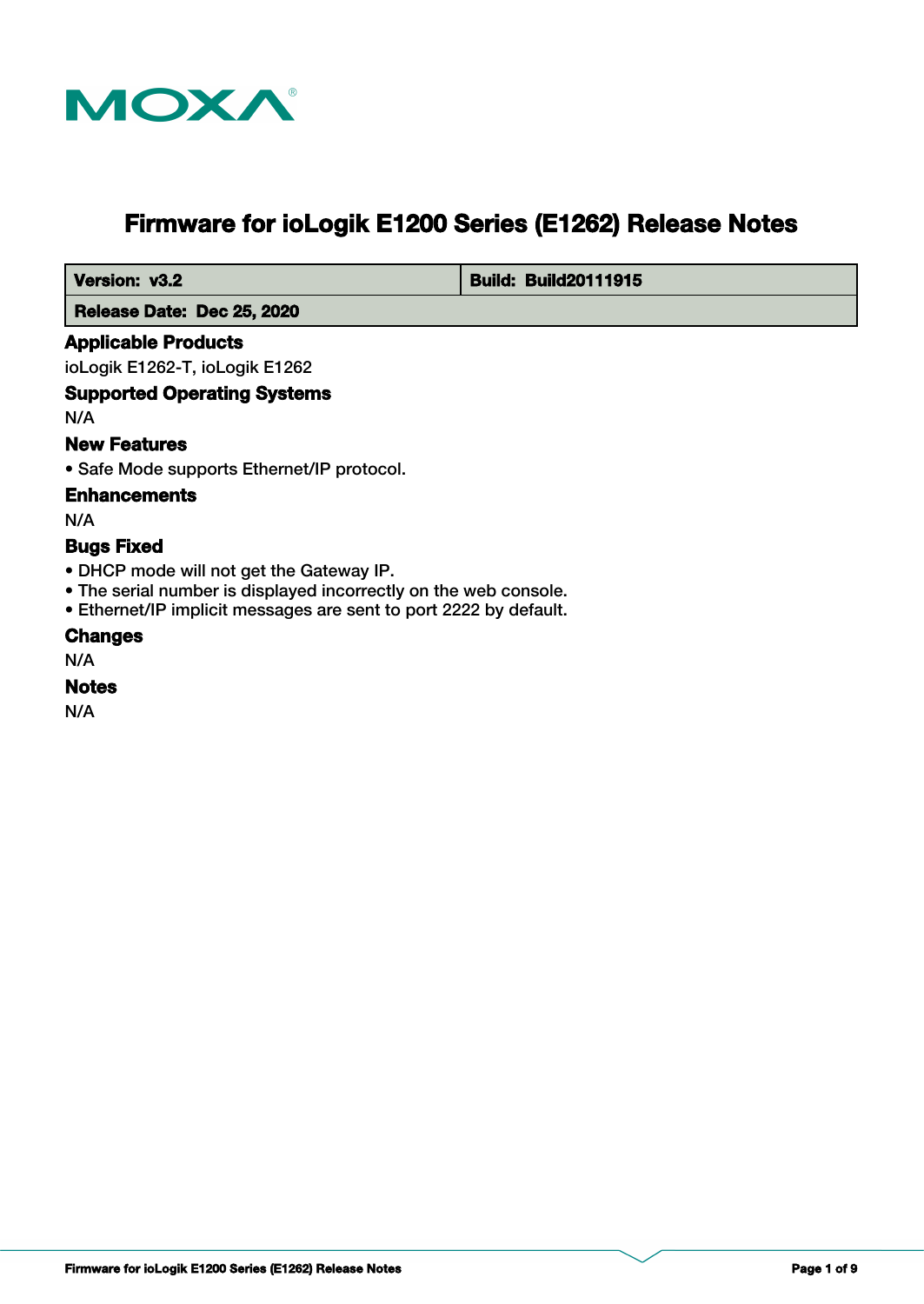# Firmware for ioLogik E1200 Series (E1262) Release Notes

| Version: v3.2 | Build: Build20111915 |
| --- | --- |
| Release Date: Dec 25, 2020 | |

## Applicable Products

ioLogik E1262-T, ioLogik E1262

## Supported Operating Systems

N/A

## New Features

- Safe Mode supports Ethernet/IP protocol.

## Enhancements

N/A

## Bugs Fixed

- DHCP mode will not get the Gateway IP.
- The serial number is displayed incorrectly on the web console.
- Ethernet/IP implicit messages are sent to port 2222 by default.

## Changes

N/A

## Notes

N/A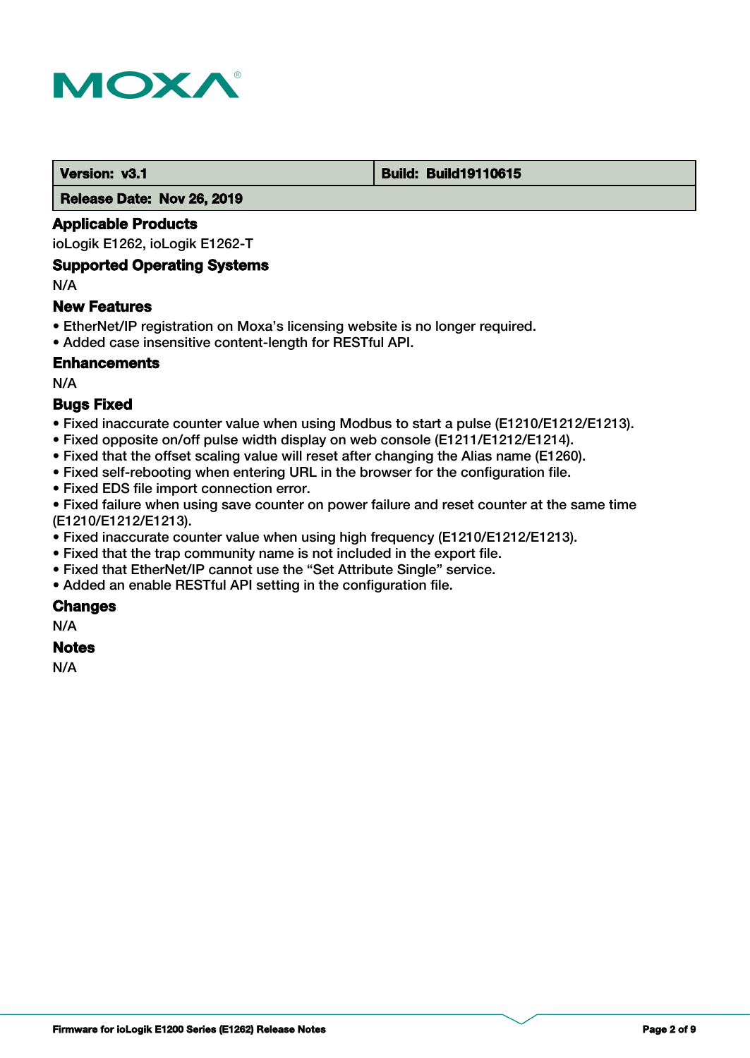| Version: v3.1 | Build: Build19110615 |
| --- | --- |
| Release Date: Nov 26, 2019 | |

### Applicable Products

ioLogik E1262, ioLogik E1262-T

### Supported Operating Systems

N/A

### New Features

- EtherNet/IP registration on Moxa's licensing website is no longer required.
- Added case insensitive content-length for RESTful API.

### Enhancements

N/A

### Bugs Fixed

- Fixed inaccurate counter value when using Modbus to start a pulse (E1210/E1212/E1213).
- Fixed opposite on/off pulse width display on web console (E1211/E1212/E1214).
- Fixed that the offset scaling value will reset after changing the Alias name (E1260).
- Fixed self-rebooting when entering URL in the browser for the configuration file.
- Fixed EDS file import connection error.
- Fixed failure when using save counter on power failure and reset counter at the same time (E1210/E1212/E1213).
- Fixed inaccurate counter value when using high frequency (E1210/E1212/E1213).
- Fixed that the trap community name is not included in the export file.
- Fixed that EtherNet/IP cannot use the "Set Attribute Single" service.
- Added an enable RESTful API setting in the configuration file.

### Changes

N/A

### Notes

N/A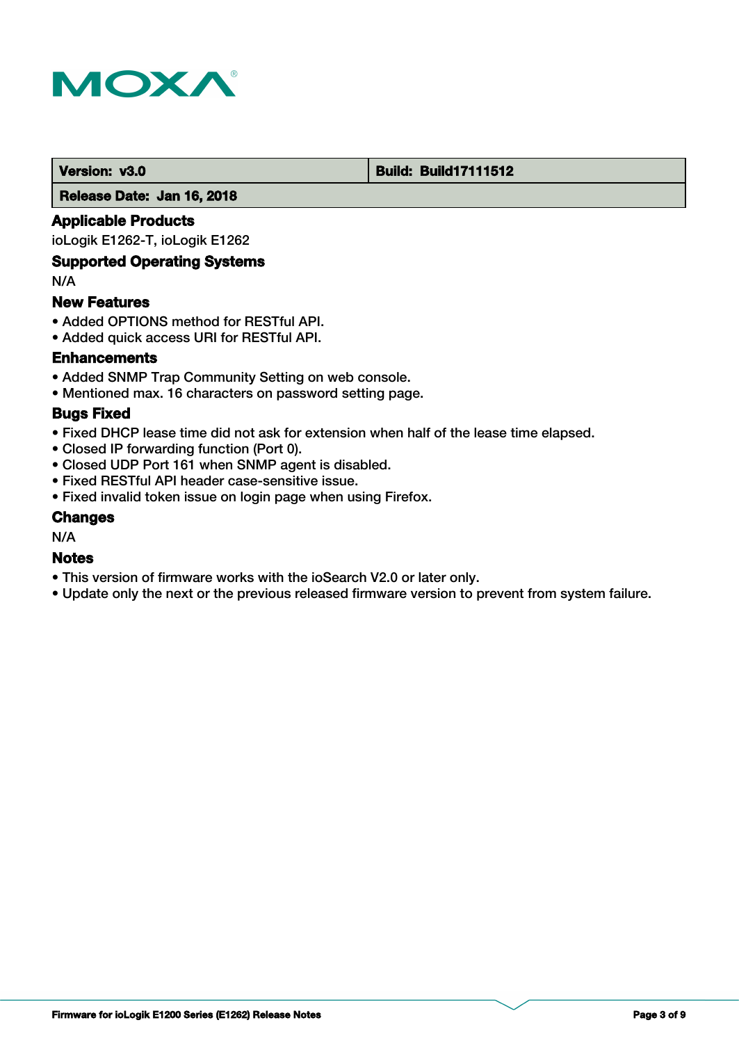| Version: v3.0 | Build: Build17111512 |
| --- | --- |
| Release Date: Jan 16, 2018 | |

### Applicable Products

ioLogik E1262-T, ioLogik E1262

### Supported Operating Systems

N/A

### New Features

- Added OPTIONS method for RESTful API.
- Added quick access URI for RESTful API.

### Enhancements

- Added SNMP Trap Community Setting on web console.
- Mentioned max. 16 characters on password setting page.

### Bugs Fixed

- Fixed DHCP lease time did not ask for extension when half of the lease time elapsed.
- Closed IP forwarding function (Port 0).
- Closed UDP Port 161 when SNMP agent is disabled.
- Fixed RESTful API header case-sensitive issue.
- Fixed invalid token issue on login page when using Firefox.

### Changes

N/A

### Notes

- This version of firmware works with the ioSearch V2.0 or later only.
- Update only the next or the previous released firmware version to prevent from system failure.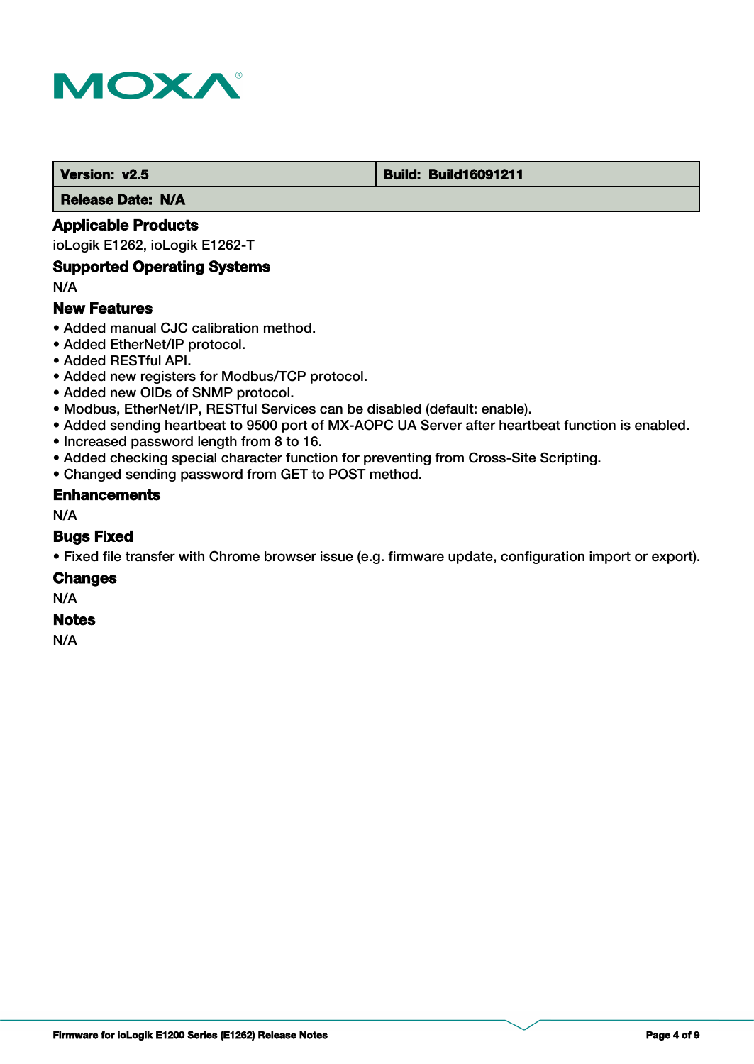| **Version: v2.5** | **Build: Build16091211** |
|---|---|
| **Release Date: N/A** | |

### Applicable Products

ioLogik E1262, ioLogik E1262-T

### Supported Operating Systems

N/A

### New Features

- Added manual CJC calibration method.
- Added EtherNet/IP protocol.
- Added RESTful API.
- Added new registers for Modbus/TCP protocol.
- Added new OIDs of SNMP protocol.
- Modbus, EtherNet/IP, RESTful Services can be disabled (default: enable).
- Added sending heartbeat to 9500 port of MX-AOPC UA Server after heartbeat function is enabled.
- Increased password length from 8 to 16.
- Added checking special character function for preventing from Cross-Site Scripting.
- Changed sending password from GET to POST method.

### Enhancements

N/A

### Bugs Fixed

- Fixed file transfer with Chrome browser issue (e.g. firmware update, configuration import or export).

### Changes

N/A

### Notes

N/A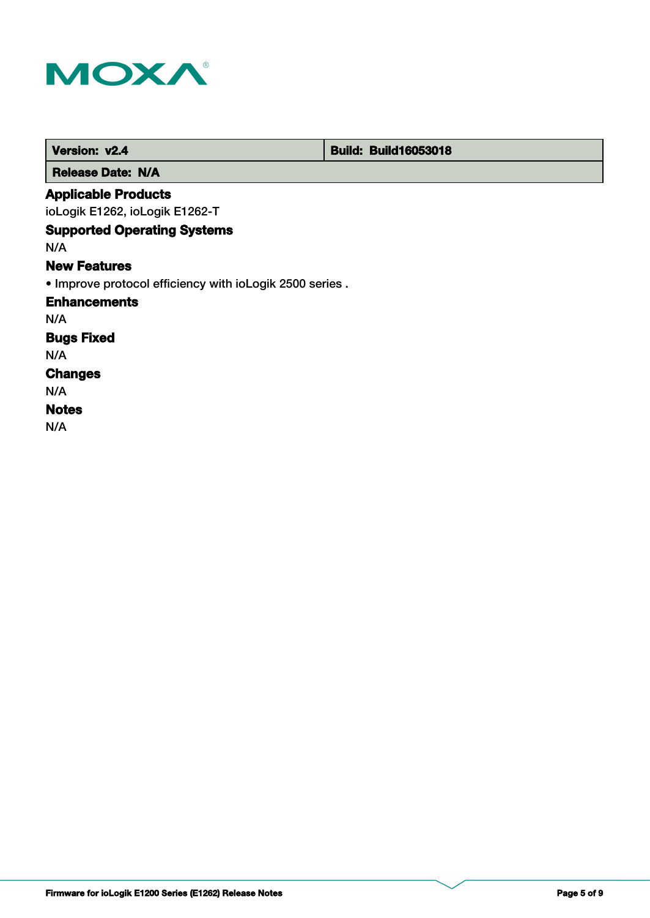| Version: v2.4 | Build: Build16053018 |
| --- | --- |
| Release Date: N/A | |

### Applicable Products

ioLogik E1262, ioLogik E1262-T

### Supported Operating Systems

N/A

### New Features

• Improve protocol efficiency with ioLogik 2500 series .

### Enhancements

N/A

### Bugs Fixed

N/A

### Changes

N/A

### Notes

N/A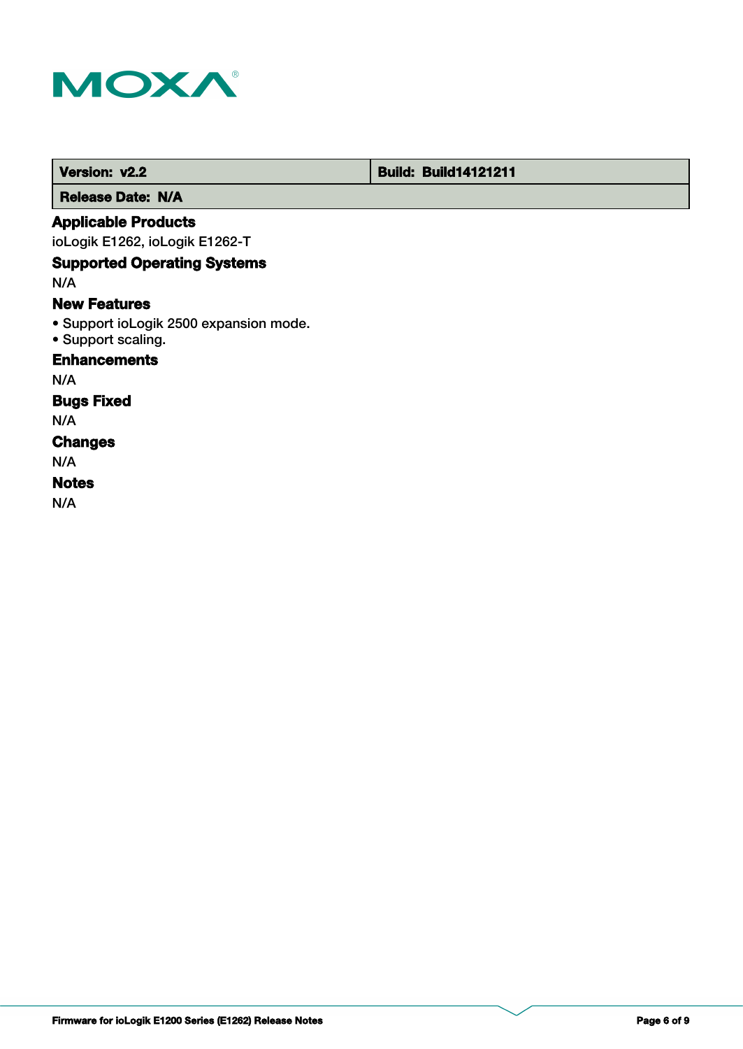| Version: v2.2 | Build: Build14121211 |
| --- | --- |
| Release Date: N/A | |

### Applicable Products

ioLogik E1262, ioLogik E1262-T

### Supported Operating Systems

N/A

### New Features

- Support ioLogik 2500 expansion mode.
- Support scaling.

### Enhancements

N/A

### Bugs Fixed

N/A

### Changes

N/A

### Notes

N/A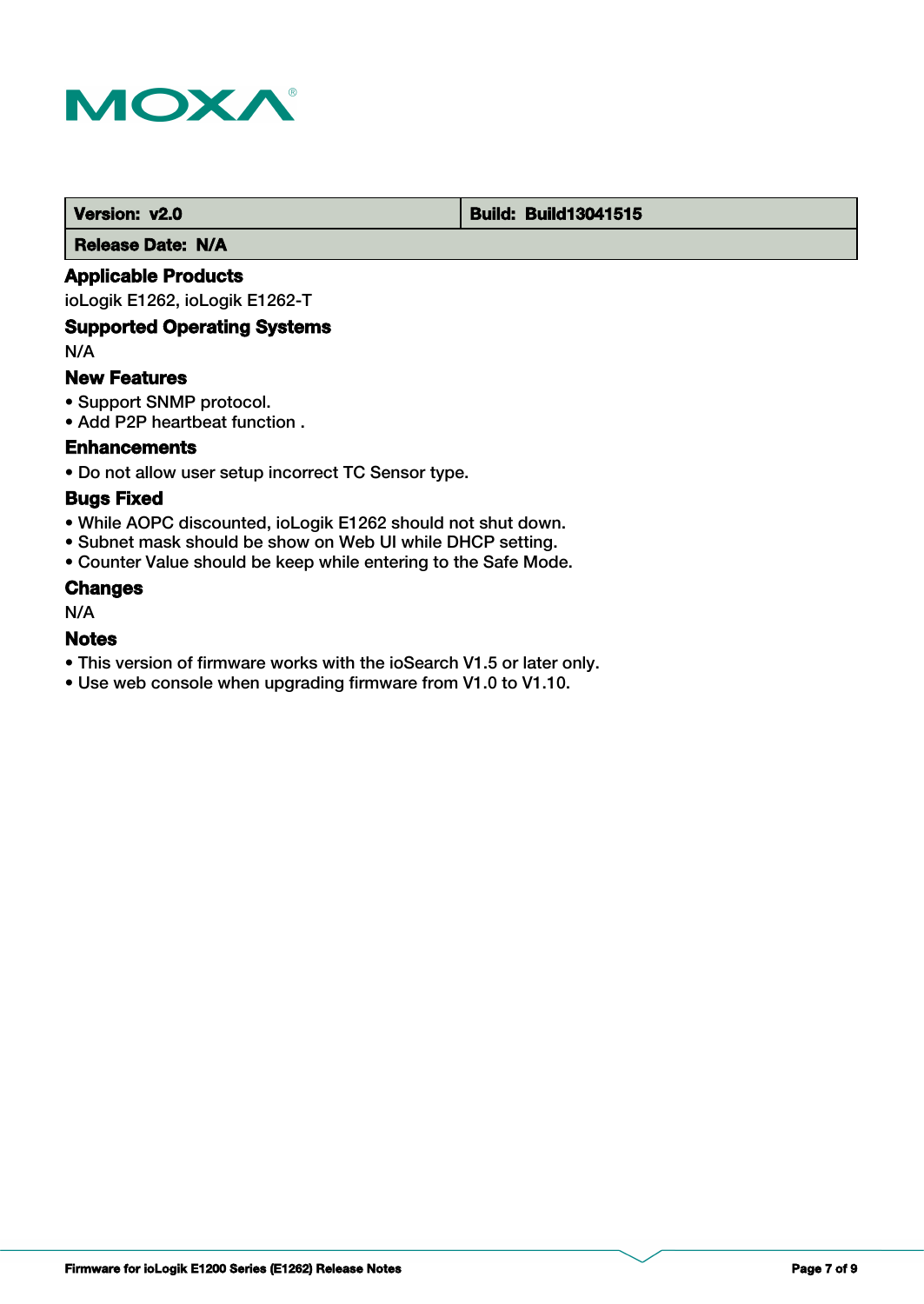| Version: v2.0 | Build: Build13041515 |
| --- | --- |
| Release Date: N/A | |

### Applicable Products

ioLogik E1262, ioLogik E1262-T

### Supported Operating Systems

N/A

### New Features

- Support SNMP protocol.
- Add P2P heartbeat function .

### Enhancements

- Do not allow user setup incorrect TC Sensor type.

### Bugs Fixed

- While AOPC discounted, ioLogik E1262 should not shut down.
- Subnet mask should be show on Web UI while DHCP setting.
- Counter Value should be keep while entering to the Safe Mode.

### Changes

N/A

### Notes

- This version of firmware works with the ioSearch V1.5 or later only.
- Use web console when upgrading firmware from V1.0 to V1.10.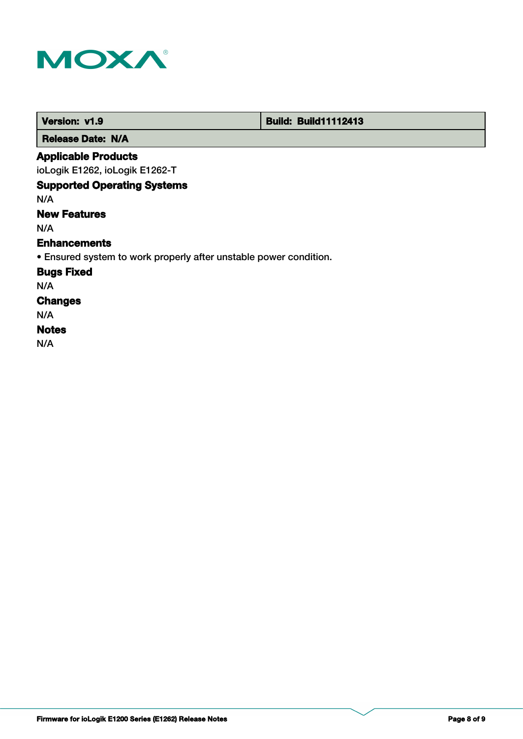| Version: v1.9 | Build: Build11112413 |
| --- | --- |
| Release Date: N/A | |

### Applicable Products

ioLogik E1262, ioLogik E1262-T

### Supported Operating Systems

N/A

### New Features

N/A

### Enhancements

• Ensured system to work properly after unstable power condition.

### Bugs Fixed

N/A

### Changes

N/A

### Notes

N/A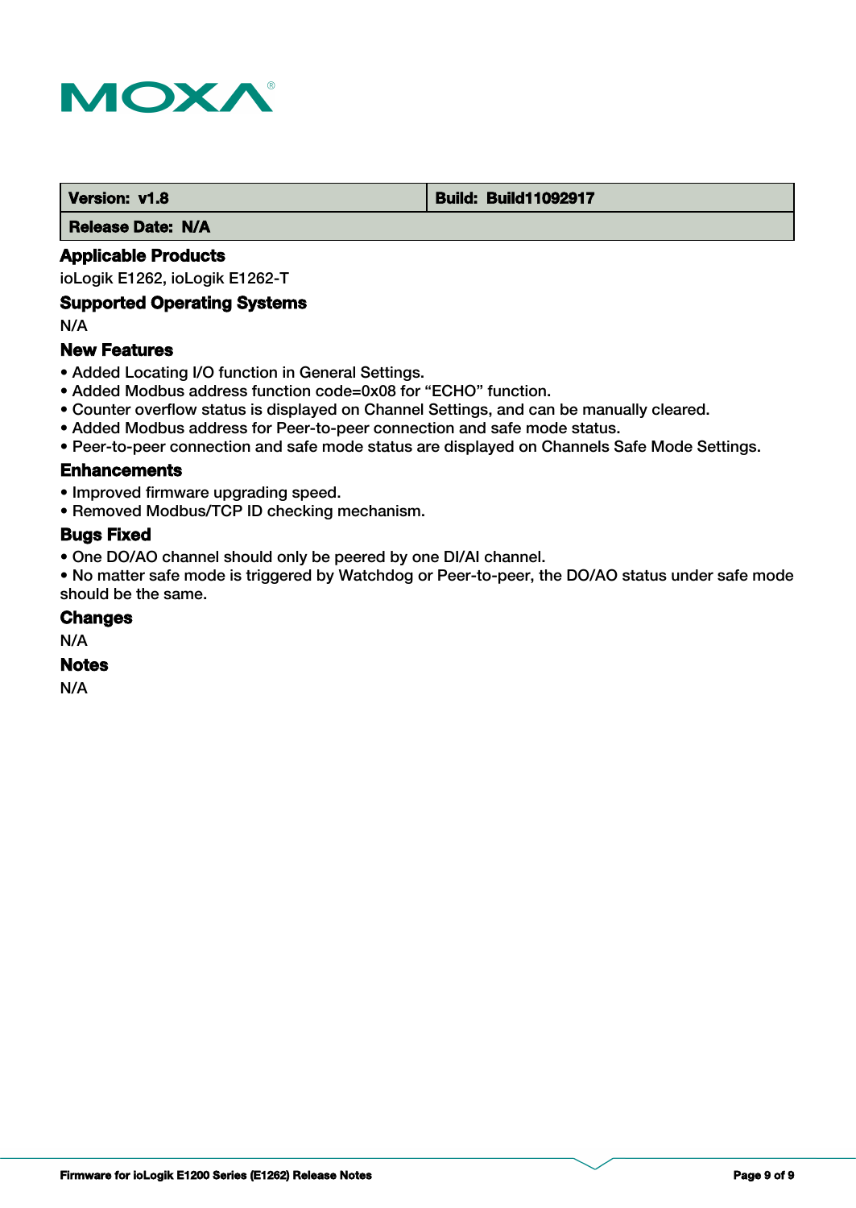| Version: v1.8 | Build: Build11092917 |
| --- | --- |
| Release Date: N/A | |

### Applicable Products

ioLogik E1262, ioLogik E1262-T

### Supported Operating Systems

N/A

### New Features

- Added Locating I/O function in General Settings.
- Added Modbus address function code=0x08 for "ECHO" function.
- Counter overflow status is displayed on Channel Settings, and can be manually cleared.
- Added Modbus address for Peer-to-peer connection and safe mode status.
- Peer-to-peer connection and safe mode status are displayed on Channels Safe Mode Settings.

### Enhancements

- Improved firmware upgrading speed.
- Removed Modbus/TCP ID checking mechanism.

### Bugs Fixed

- One DO/AO channel should only be peered by one DI/AI channel.
- No matter safe mode is triggered by Watchdog or Peer-to-peer, the DO/AO status under safe mode should be the same.

### Changes

N/A

### Notes

N/A